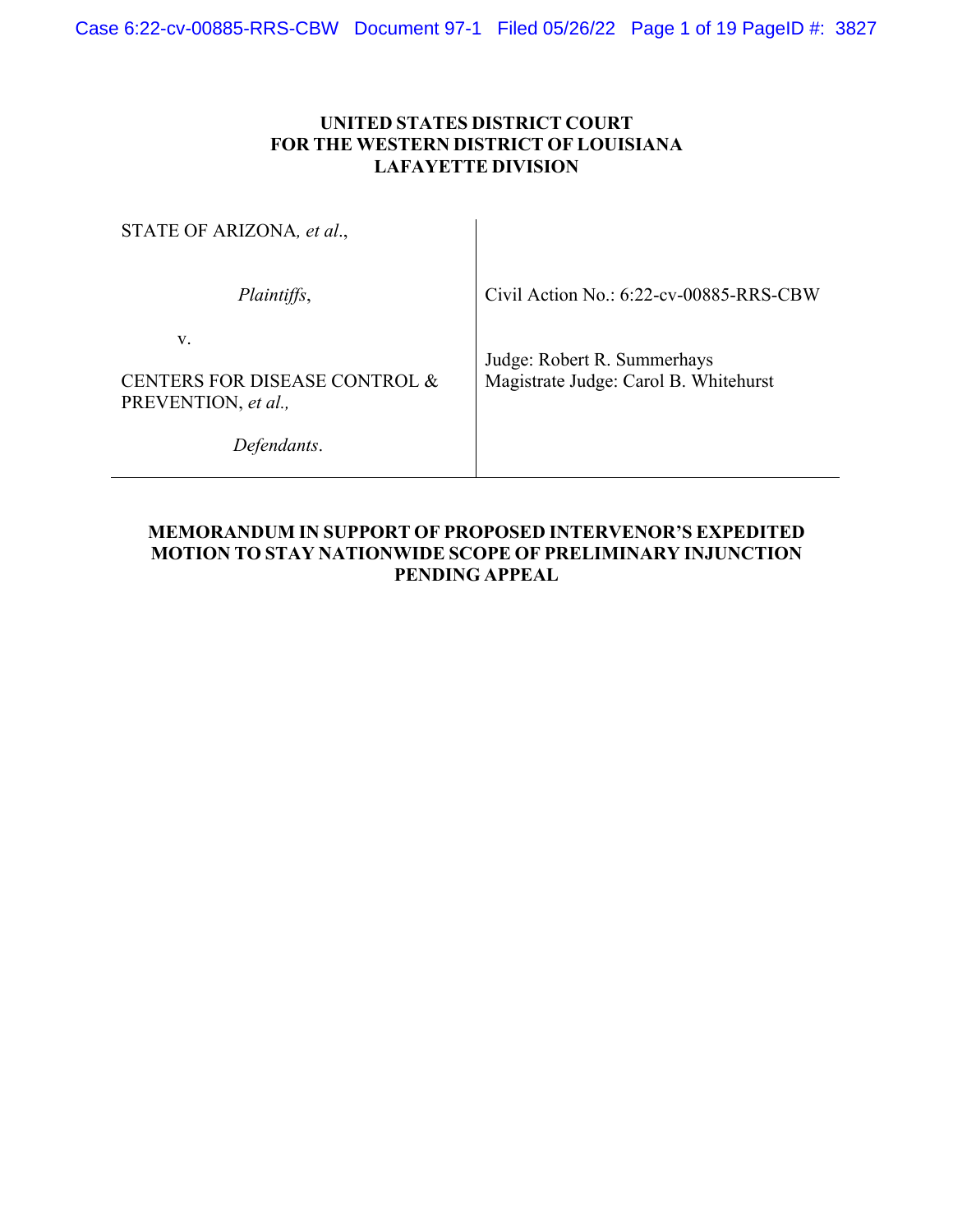**UNITED STATES DISTRICT COURT**
**FOR THE WESTERN DISTRICT OF LOUISIANA**
**LAFAYETTE DIVISION**

| | |
|---|---|
| STATE OF ARIZONA, *et al*., | |
| *Plaintiffs*, | Civil Action No.: 6:22-cv-00885-RRS-CBW |
| v. | |
| CENTERS FOR DISEASE CONTROL & PREVENTION, *et al.,* | Judge: Robert R. Summerhays<br>Magistrate Judge: Carol B. Whitehurst |
| *Defendants*. | |

**MEMORANDUM IN SUPPORT OF PROPOSED INTERVENOR'S EXPEDITED MOTION TO STAY NATIONWIDE SCOPE OF PRELIMINARY INJUNCTION PENDING APPEAL**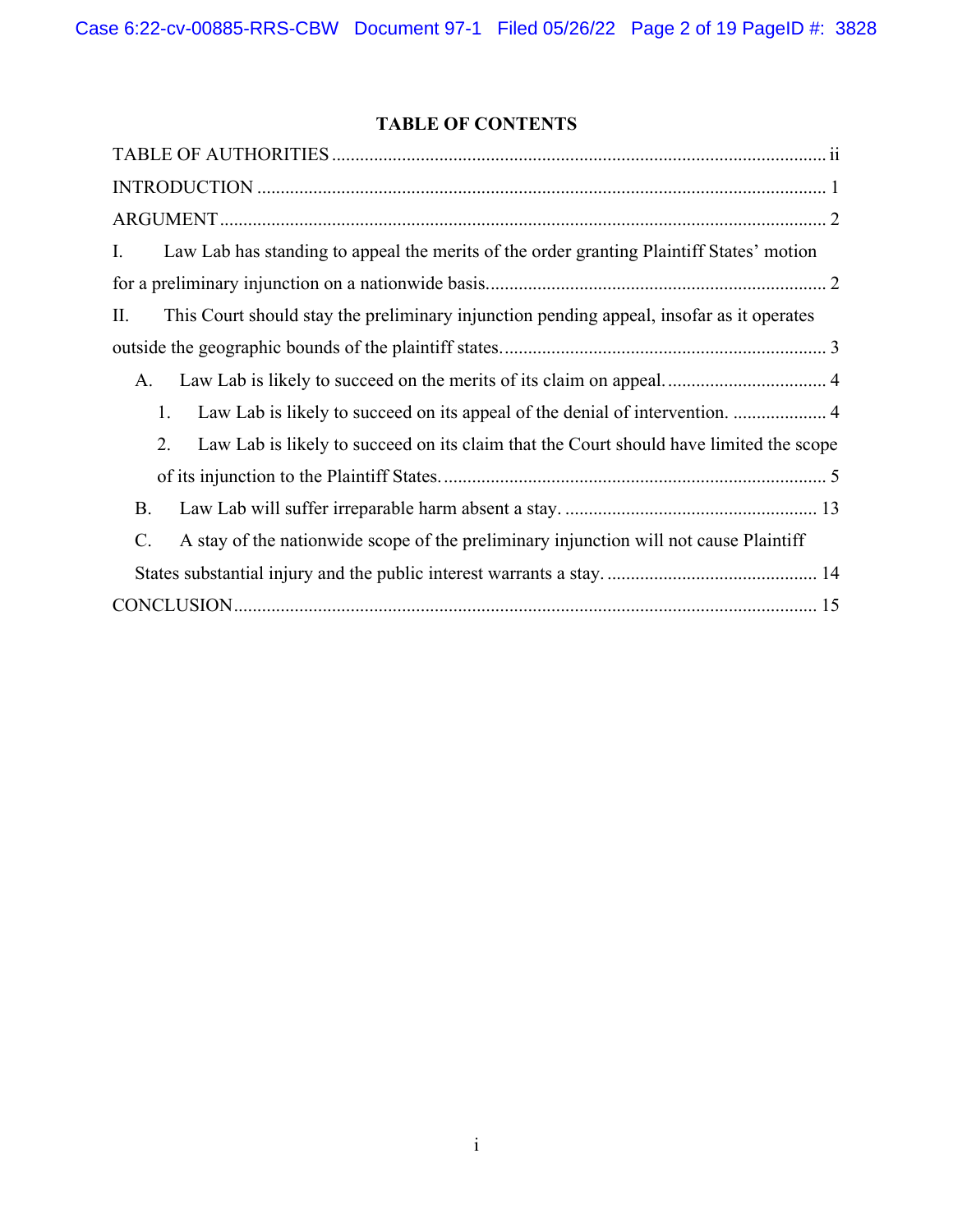# TABLE OF CONTENTS

TABLE OF AUTHORITIES ..... ii

INTRODUCTION ..... 1

ARGUMENT ..... 2

I. Law Lab has standing to appeal the merits of the order granting Plaintiff States' motion for a preliminary injunction on a nationwide basis. ..... 2

II. This Court should stay the preliminary injunction pending appeal, insofar as it operates outside the geographic bounds of the plaintiff states. ..... 3

- A. Law Lab is likely to succeed on the merits of its claim on appeal. ..... 4
  - 1. Law Lab is likely to succeed on its appeal of the denial of intervention. ..... 4
  - 2. Law Lab is likely to succeed on its claim that the Court should have limited the scope of its injunction to the Plaintiff States. ..... 5
- B. Law Lab will suffer irreparable harm absent a stay. ..... 13
- C. A stay of the nationwide scope of the preliminary injunction will not cause Plaintiff States substantial injury and the public interest warrants a stay. ..... 14

CONCLUSION ..... 15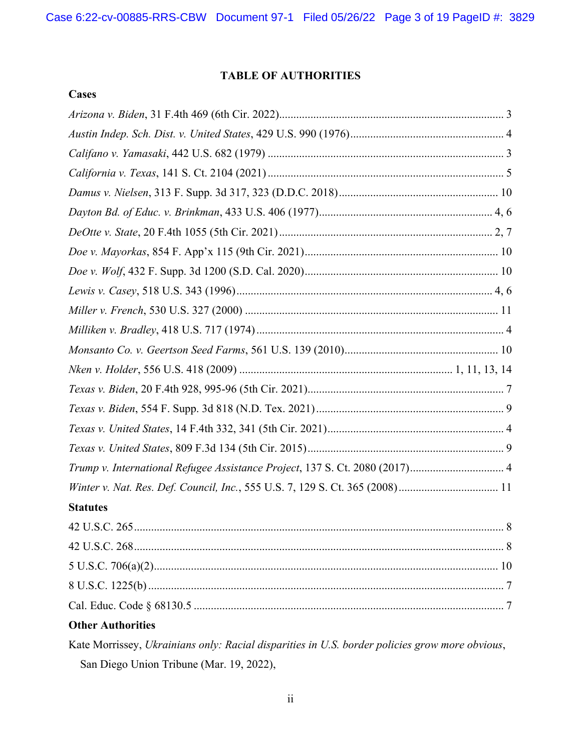## TABLE OF AUTHORITIES

### Cases

*Arizona v. Biden*, 31 F.4th 469 (6th Cir. 2022)............................................................................... 3

*Austin Indep. Sch. Dist. v. United States*, 429 U.S. 990 (1976)...................................................... 4

*Califano v. Yamasaki*, 442 U.S. 682 (1979) .................................................................................. 3

*California v. Texas*, 141 S. Ct. 2104 (2021) ................................................................................... 5

*Damus v. Nielsen*, 313 F. Supp. 3d 317, 323 (D.D.C. 2018)........................................................ 10

*Dayton Bd. of Educ. v. Brinkman*, 433 U.S. 406 (1977)............................................................ 4, 6

*DeOtte v. State*, 20 F.4th 1055 (5th Cir. 2021) .......................................................................... 2, 7

*Doe v. Mayorkas*, 854 F. App'x 115 (9th Cir. 2021)................................................................... 10

*Doe v. Wolf*, 432 F. Supp. 3d 1200 (S.D. Cal. 2020)................................................................... 10

*Lewis v. Casey*, 518 U.S. 343 (1996)......................................................................................... 4, 6

*Miller v. French*, 530 U.S. 327 (2000) ........................................................................................ 11

*Milliken v. Bradley*, 418 U.S. 717 (1974)...................................................................................... 4

*Monsanto Co. v. Geertson Seed Farms*, 561 U.S. 139 (2010)...................................................... 10

*Nken v. Holder*, 556 U.S. 418 (2009) .......................................................................... 1, 11, 13, 14

*Texas v. Biden*, 20 F.4th 928, 995-96 (5th Cir. 2021)..................................................................... 7

*Texas v. Biden*, 554 F. Supp. 3d 818 (N.D. Tex. 2021).................................................................. 9

*Texas v. United States*, 14 F.4th 332, 341 (5th Cir. 2021)............................................................. 4

*Texas v. United States*, 809 F.3d 134 (5th Cir. 2015)..................................................................... 9

*Trump v. International Refugee Assistance Project*, 137 S. Ct. 2080 (2017)................................. 4

*Winter v. Nat. Res. Def. Council, Inc.*, 555 U.S. 7, 129 S. Ct. 365 (2008).................................. 11

### Statutes

42 U.S.C. 265................................................................................................................................. 8

42 U.S.C. 268................................................................................................................................. 8

5 U.S.C. 706(a)(2)......................................................................................................................... 10

8 U.S.C. 1225(b) ............................................................................................................................. 7

Cal. Educ. Code § 68130.5 ............................................................................................................. 7

### Other Authorities

Kate Morrissey, *Ukrainians only: Racial disparities in U.S. border policies grow more obvious*, San Diego Union Tribune (Mar. 19, 2022),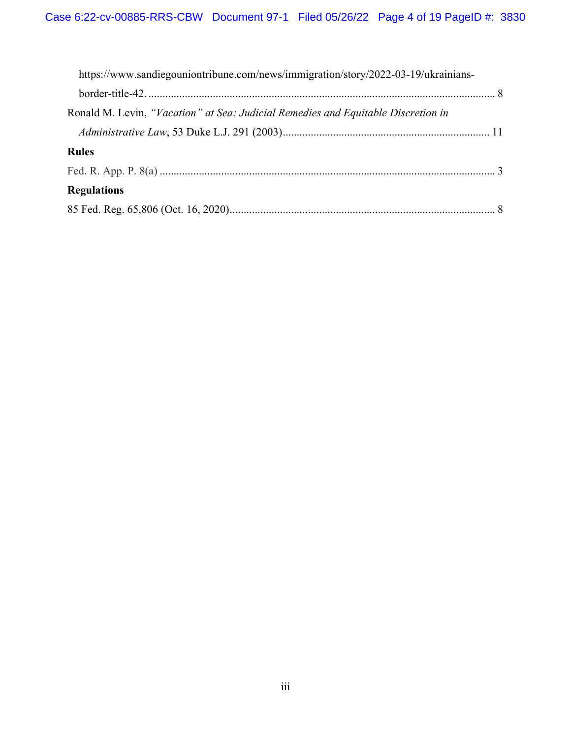https://www.sandiegouniontribune.com/news/immigration/story/2022-03-19/ukrainians-border-title-42. ........................................................................................................................... 8

Ronald M. Levin, *"Vacation" at Sea: Judicial Remedies and Equitable Discretion in Administrative Law*, 53 Duke L.J. 291 (2003)......................................................................... 11

**Rules**

Fed. R. App. P. 8(a) ..................................................................................................................... 3

**Regulations**

85 Fed. Reg. 65,806 (Oct. 16, 2020)............................................................................................. 8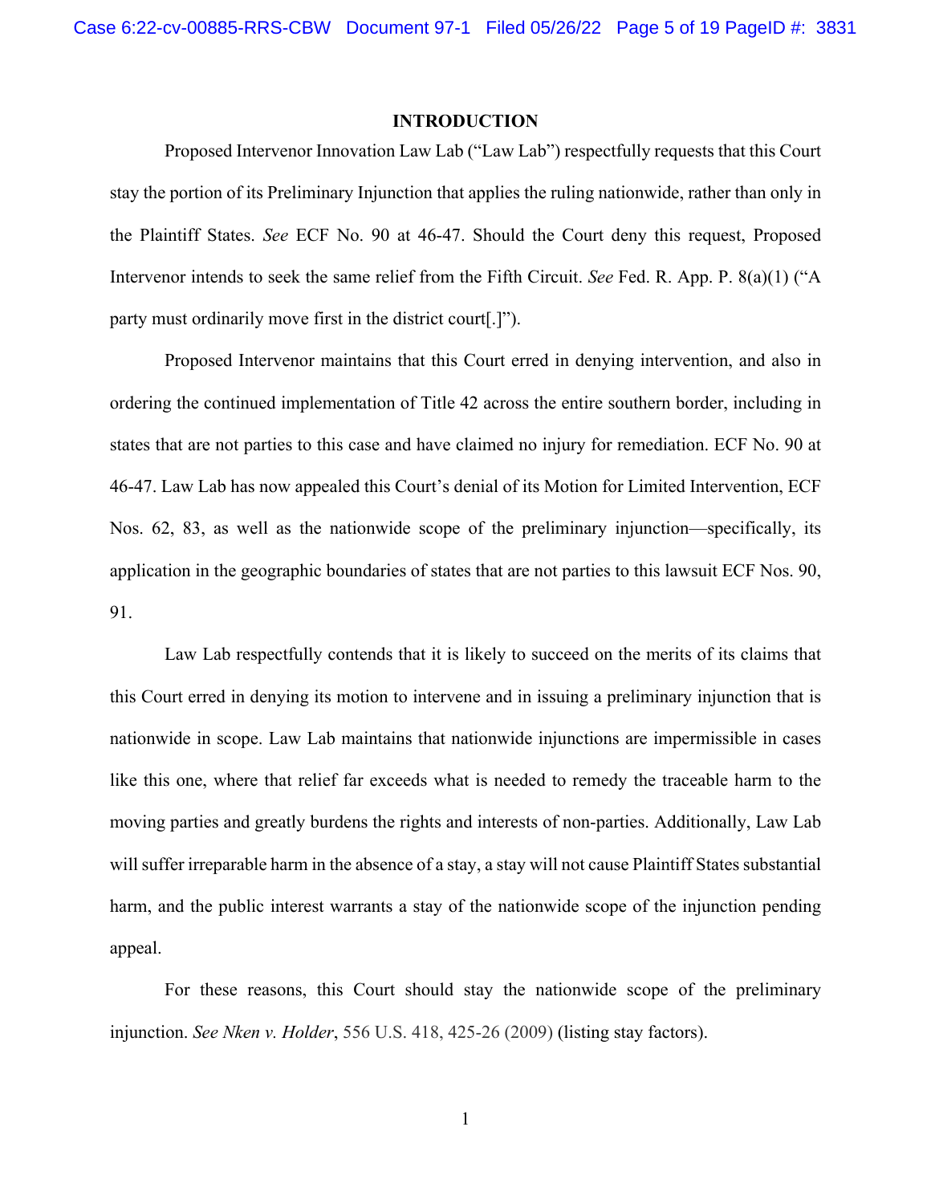## INTRODUCTION

Proposed Intervenor Innovation Law Lab ("Law Lab") respectfully requests that this Court stay the portion of its Preliminary Injunction that applies the ruling nationwide, rather than only in the Plaintiff States. *See* ECF No. 90 at 46-47. Should the Court deny this request, Proposed Intervenor intends to seek the same relief from the Fifth Circuit. *See* Fed. R. App. P. 8(a)(1) ("A party must ordinarily move first in the district court[.]").

Proposed Intervenor maintains that this Court erred in denying intervention, and also in ordering the continued implementation of Title 42 across the entire southern border, including in states that are not parties to this case and have claimed no injury for remediation. ECF No. 90 at 46-47. Law Lab has now appealed this Court's denial of its Motion for Limited Intervention, ECF Nos. 62, 83, as well as the nationwide scope of the preliminary injunction—specifically, its application in the geographic boundaries of states that are not parties to this lawsuit ECF Nos. 90, 91.

Law Lab respectfully contends that it is likely to succeed on the merits of its claims that this Court erred in denying its motion to intervene and in issuing a preliminary injunction that is nationwide in scope. Law Lab maintains that nationwide injunctions are impermissible in cases like this one, where that relief far exceeds what is needed to remedy the traceable harm to the moving parties and greatly burdens the rights and interests of non-parties. Additionally, Law Lab will suffer irreparable harm in the absence of a stay, a stay will not cause Plaintiff States substantial harm, and the public interest warrants a stay of the nationwide scope of the injunction pending appeal.

For these reasons, this Court should stay the nationwide scope of the preliminary injunction. *See Nken v. Holder*, 556 U.S. 418, 425-26 (2009) (listing stay factors).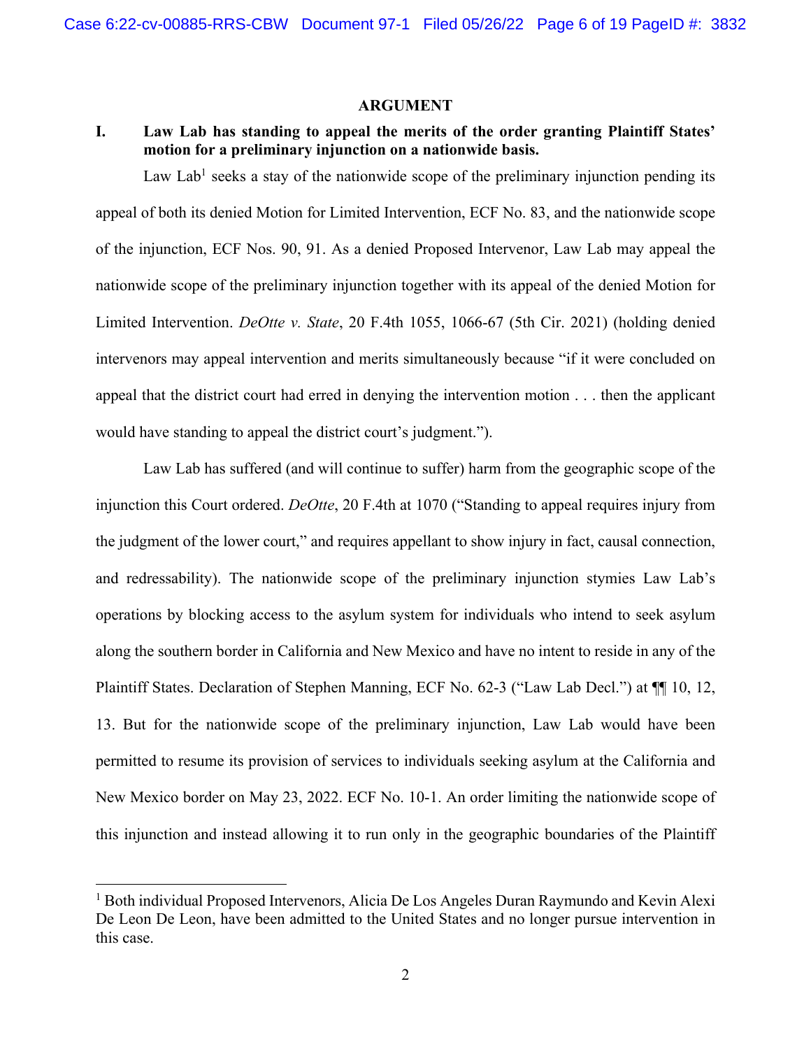## ARGUMENT

### I. Law Lab has standing to appeal the merits of the order granting Plaintiff States' motion for a preliminary injunction on a nationwide basis.

Law Lab[1] seeks a stay of the nationwide scope of the preliminary injunction pending its appeal of both its denied Motion for Limited Intervention, ECF No. 83, and the nationwide scope of the injunction, ECF Nos. 90, 91. As a denied Proposed Intervenor, Law Lab may appeal the nationwide scope of the preliminary injunction together with its appeal of the denied Motion for Limited Intervention. *DeOtte v. State*, 20 F.4th 1055, 1066-67 (5th Cir. 2021) (holding denied intervenors may appeal intervention and merits simultaneously because "if it were concluded on appeal that the district court had erred in denying the intervention motion . . . then the applicant would have standing to appeal the district court's judgment.").

Law Lab has suffered (and will continue to suffer) harm from the geographic scope of the injunction this Court ordered. *DeOtte*, 20 F.4th at 1070 ("Standing to appeal requires injury from the judgment of the lower court," and requires appellant to show injury in fact, causal connection, and redressability). The nationwide scope of the preliminary injunction stymies Law Lab's operations by blocking access to the asylum system for individuals who intend to seek asylum along the southern border in California and New Mexico and have no intent to reside in any of the Plaintiff States. Declaration of Stephen Manning, ECF No. 62-3 ("Law Lab Decl.") at ¶¶ 10, 12, 13. But for the nationwide scope of the preliminary injunction, Law Lab would have been permitted to resume its provision of services to individuals seeking asylum at the California and New Mexico border on May 23, 2022. ECF No. 10-1. An order limiting the nationwide scope of this injunction and instead allowing it to run only in the geographic boundaries of the Plaintiff

[1] Both individual Proposed Intervenors, Alicia De Los Angeles Duran Raymundo and Kevin Alexi De Leon De Leon, have been admitted to the United States and no longer pursue intervention in this case.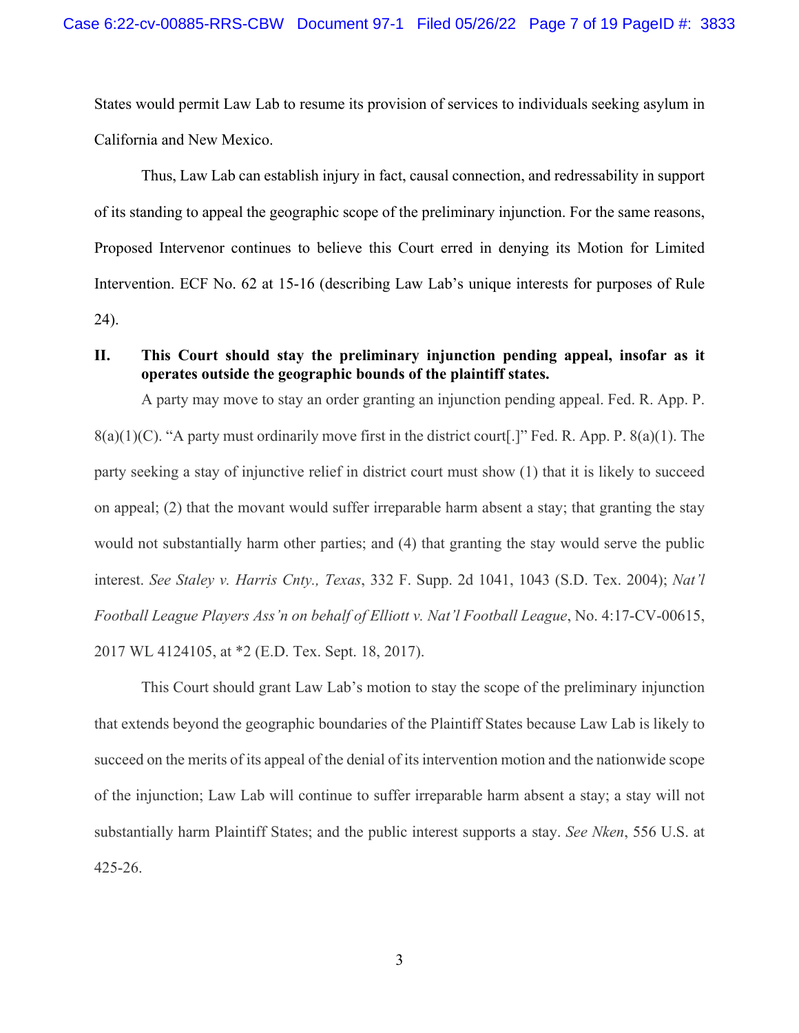States would permit Law Lab to resume its provision of services to individuals seeking asylum in California and New Mexico.

Thus, Law Lab can establish injury in fact, causal connection, and redressability in support of its standing to appeal the geographic scope of the preliminary injunction. For the same reasons, Proposed Intervenor continues to believe this Court erred in denying its Motion for Limited Intervention. ECF No. 62 at 15-16 (describing Law Lab's unique interests for purposes of Rule 24).

## II. This Court should stay the preliminary injunction pending appeal, insofar as it operates outside the geographic bounds of the plaintiff states.

A party may move to stay an order granting an injunction pending appeal. Fed. R. App. P. 8(a)(1)(C). "A party must ordinarily move first in the district court[.]" Fed. R. App. P. 8(a)(1). The party seeking a stay of injunctive relief in district court must show (1) that it is likely to succeed on appeal; (2) that the movant would suffer irreparable harm absent a stay; that granting the stay would not substantially harm other parties; and (4) that granting the stay would serve the public interest. *See Staley v. Harris Cnty., Texas*, 332 F. Supp. 2d 1041, 1043 (S.D. Tex. 2004); *Nat'l Football League Players Ass'n on behalf of Elliott v. Nat'l Football League*, No. 4:17-CV-00615, 2017 WL 4124105, at *2 (E.D. Tex. Sept. 18, 2017).

This Court should grant Law Lab's motion to stay the scope of the preliminary injunction that extends beyond the geographic boundaries of the Plaintiff States because Law Lab is likely to succeed on the merits of its appeal of the denial of its intervention motion and the nationwide scope of the injunction; Law Lab will continue to suffer irreparable harm absent a stay; a stay will not substantially harm Plaintiff States; and the public interest supports a stay. *See Nken*, 556 U.S. at 425-26.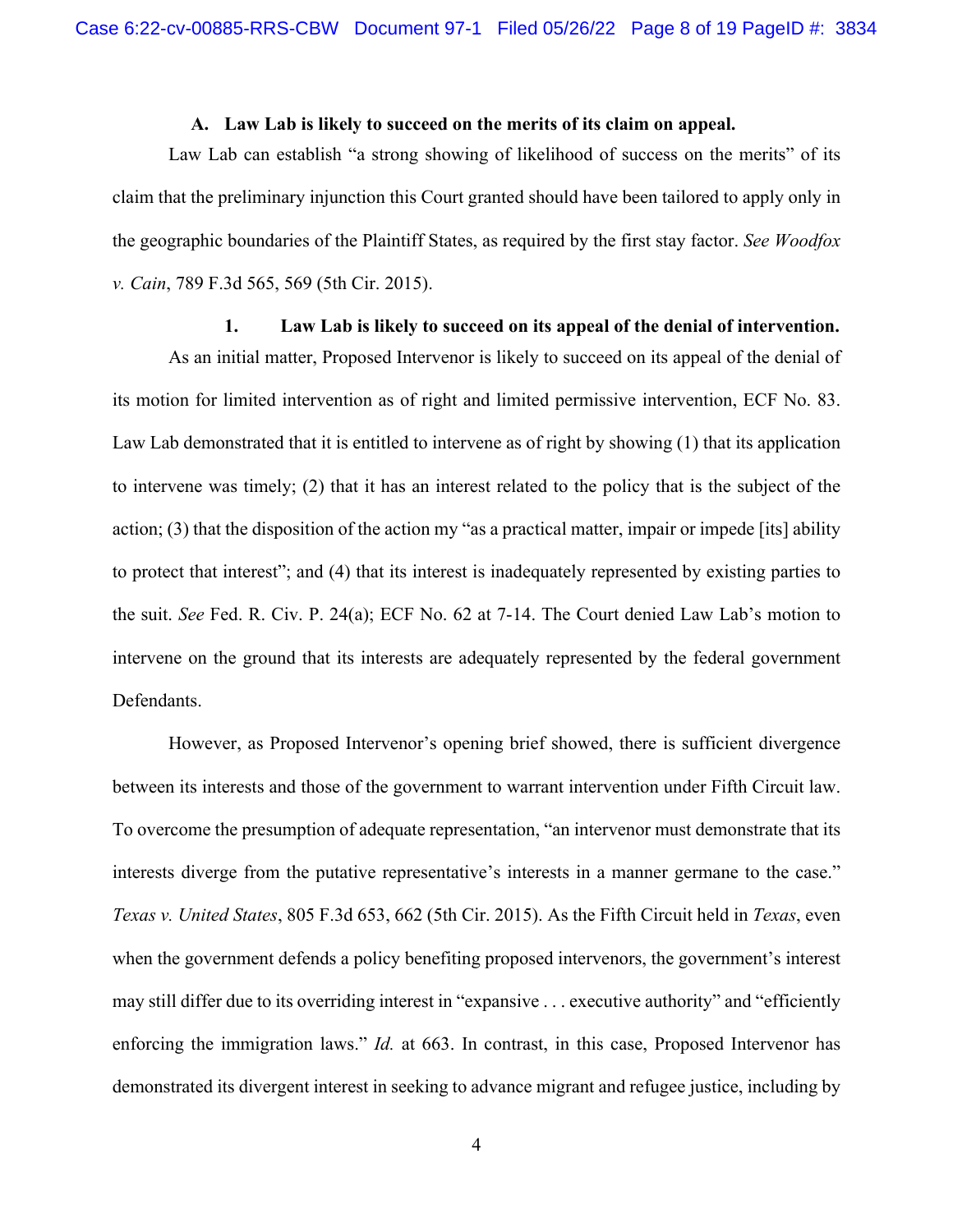### A. Law Lab is likely to succeed on the merits of its claim on appeal.

Law Lab can establish "a strong showing of likelihood of success on the merits" of its claim that the preliminary injunction this Court granted should have been tailored to apply only in the geographic boundaries of the Plaintiff States, as required by the first stay factor. *See Woodfox v. Cain*, 789 F.3d 565, 569 (5th Cir. 2015).

#### 1. Law Lab is likely to succeed on its appeal of the denial of intervention.

As an initial matter, Proposed Intervenor is likely to succeed on its appeal of the denial of its motion for limited intervention as of right and limited permissive intervention, ECF No. 83. Law Lab demonstrated that it is entitled to intervene as of right by showing (1) that its application to intervene was timely; (2) that it has an interest related to the policy that is the subject of the action; (3) that the disposition of the action my "as a practical matter, impair or impede [its] ability to protect that interest"; and (4) that its interest is inadequately represented by existing parties to the suit. *See* Fed. R. Civ. P. 24(a); ECF No. 62 at 7-14. The Court denied Law Lab's motion to intervene on the ground that its interests are adequately represented by the federal government Defendants.

However, as Proposed Intervenor's opening brief showed, there is sufficient divergence between its interests and those of the government to warrant intervention under Fifth Circuit law. To overcome the presumption of adequate representation, "an intervenor must demonstrate that its interests diverge from the putative representative's interests in a manner germane to the case." *Texas v. United States*, 805 F.3d 653, 662 (5th Cir. 2015). As the Fifth Circuit held in *Texas*, even when the government defends a policy benefiting proposed intervenors, the government's interest may still differ due to its overriding interest in "expansive . . . executive authority" and "efficiently enforcing the immigration laws." *Id.* at 663. In contrast, in this case, Proposed Intervenor has demonstrated its divergent interest in seeking to advance migrant and refugee justice, including by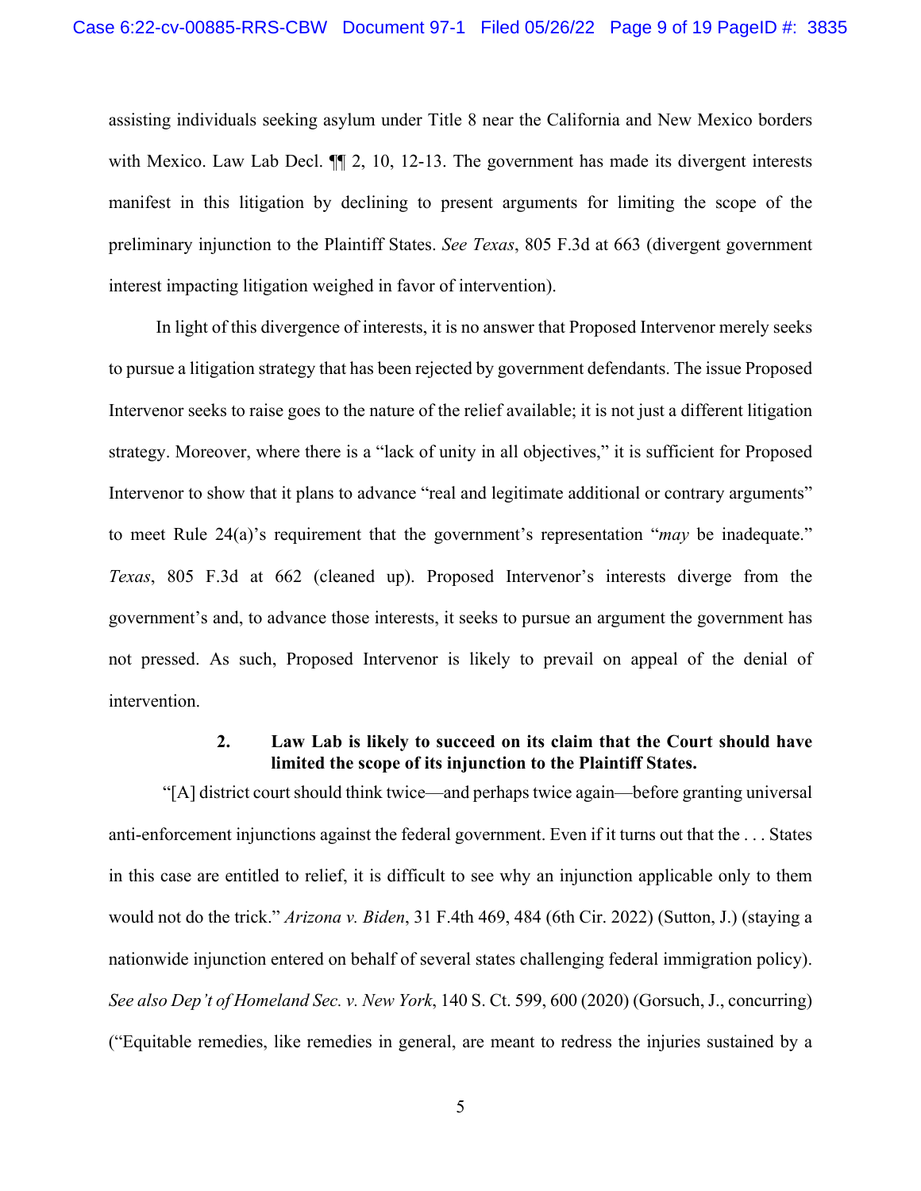assisting individuals seeking asylum under Title 8 near the California and New Mexico borders with Mexico. Law Lab Decl. ¶¶ 2, 10, 12-13. The government has made its divergent interests manifest in this litigation by declining to present arguments for limiting the scope of the preliminary injunction to the Plaintiff States. *See Texas*, 805 F.3d at 663 (divergent government interest impacting litigation weighed in favor of intervention).

In light of this divergence of interests, it is no answer that Proposed Intervenor merely seeks to pursue a litigation strategy that has been rejected by government defendants. The issue Proposed Intervenor seeks to raise goes to the nature of the relief available; it is not just a different litigation strategy. Moreover, where there is a "lack of unity in all objectives," it is sufficient for Proposed Intervenor to show that it plans to advance "real and legitimate additional or contrary arguments" to meet Rule 24(a)'s requirement that the government's representation "*may* be inadequate." *Texas*, 805 F.3d at 662 (cleaned up). Proposed Intervenor's interests diverge from the government's and, to advance those interests, it seeks to pursue an argument the government has not pressed. As such, Proposed Intervenor is likely to prevail on appeal of the denial of intervention.

**2. Law Lab is likely to succeed on its claim that the Court should have limited the scope of its injunction to the Plaintiff States.**

"[A] district court should think twice—and perhaps twice again—before granting universal anti-enforcement injunctions against the federal government. Even if it turns out that the . . . States in this case are entitled to relief, it is difficult to see why an injunction applicable only to them would not do the trick." *Arizona v. Biden*, 31 F.4th 469, 484 (6th Cir. 2022) (Sutton, J.) (staying a nationwide injunction entered on behalf of several states challenging federal immigration policy). *See also Dep't of Homeland Sec. v. New York*, 140 S. Ct. 599, 600 (2020) (Gorsuch, J., concurring) ("Equitable remedies, like remedies in general, are meant to redress the injuries sustained by a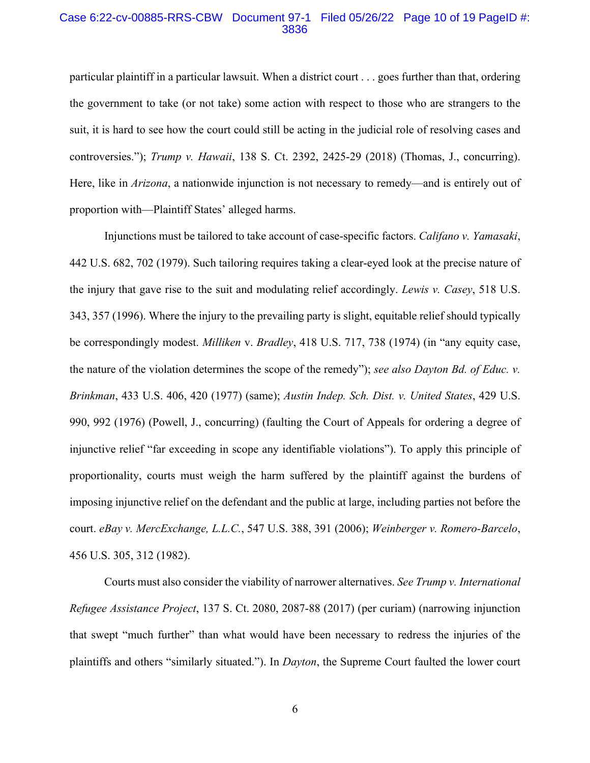particular plaintiff in a particular lawsuit. When a district court . . . goes further than that, ordering the government to take (or not take) some action with respect to those who are strangers to the suit, it is hard to see how the court could still be acting in the judicial role of resolving cases and controversies."); *Trump v. Hawaii*, 138 S. Ct. 2392, 2425-29 (2018) (Thomas, J., concurring). Here, like in *Arizona*, a nationwide injunction is not necessary to remedy—and is entirely out of proportion with—Plaintiff States' alleged harms.

Injunctions must be tailored to take account of case-specific factors. *Califano v. Yamasaki*, 442 U.S. 682, 702 (1979). Such tailoring requires taking a clear-eyed look at the precise nature of the injury that gave rise to the suit and modulating relief accordingly. *Lewis v. Casey*, 518 U.S. 343, 357 (1996). Where the injury to the prevailing party is slight, equitable relief should typically be correspondingly modest. *Milliken* v. *Bradley*, 418 U.S. 717, 738 (1974) (in "any equity case, the nature of the violation determines the scope of the remedy"); *see also Dayton Bd. of Educ. v. Brinkman*, 433 U.S. 406, 420 (1977) (same); *Austin Indep. Sch. Dist. v. United States*, 429 U.S. 990, 992 (1976) (Powell, J., concurring) (faulting the Court of Appeals for ordering a degree of injunctive relief "far exceeding in scope any identifiable violations"). To apply this principle of proportionality, courts must weigh the harm suffered by the plaintiff against the burdens of imposing injunctive relief on the defendant and the public at large, including parties not before the court. *eBay v. MercExchange, L.L.C.*, 547 U.S. 388, 391 (2006); *Weinberger v. Romero-Barcelo*, 456 U.S. 305, 312 (1982).

Courts must also consider the viability of narrower alternatives. *See Trump v. International Refugee Assistance Project*, 137 S. Ct. 2080, 2087-88 (2017) (per curiam) (narrowing injunction that swept "much further" than what would have been necessary to redress the injuries of the plaintiffs and others "similarly situated."). In *Dayton*, the Supreme Court faulted the lower court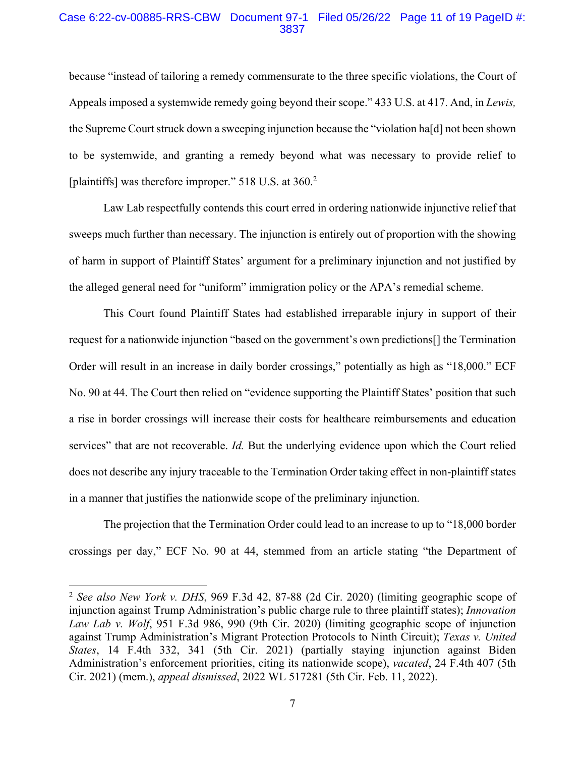because "instead of tailoring a remedy commensurate to the three specific violations, the Court of Appeals imposed a systemwide remedy going beyond their scope." 433 U.S. at 417. And, in *Lewis,* the Supreme Court struck down a sweeping injunction because the "violation ha[d] not been shown to be systemwide, and granting a remedy beyond what was necessary to provide relief to [plaintiffs] was therefore improper." 518 U.S. at 360.[2]

Law Lab respectfully contends this court erred in ordering nationwide injunctive relief that sweeps much further than necessary. The injunction is entirely out of proportion with the showing of harm in support of Plaintiff States' argument for a preliminary injunction and not justified by the alleged general need for "uniform" immigration policy or the APA's remedial scheme.

This Court found Plaintiff States had established irreparable injury in support of their request for a nationwide injunction "based on the government's own predictions[] the Termination Order will result in an increase in daily border crossings," potentially as high as "18,000." ECF No. 90 at 44. The Court then relied on "evidence supporting the Plaintiff States' position that such a rise in border crossings will increase their costs for healthcare reimbursements and education services" that are not recoverable. *Id.* But the underlying evidence upon which the Court relied does not describe any injury traceable to the Termination Order taking effect in non-plaintiff states in a manner that justifies the nationwide scope of the preliminary injunction.

The projection that the Termination Order could lead to an increase to up to "18,000 border crossings per day," ECF No. 90 at 44, stemmed from an article stating "the Department of

---

[2] *See also New York v. DHS*, 969 F.3d 42, 87-88 (2d Cir. 2020) (limiting geographic scope of injunction against Trump Administration's public charge rule to three plaintiff states); *Innovation Law Lab v. Wolf*, 951 F.3d 986, 990 (9th Cir. 2020) (limiting geographic scope of injunction against Trump Administration's Migrant Protection Protocols to Ninth Circuit); *Texas v. United States*, 14 F.4th 332, 341 (5th Cir. 2021) (partially staying injunction against Biden Administration's enforcement priorities, citing its nationwide scope), *vacated*, 24 F.4th 407 (5th Cir. 2021) (mem.), *appeal dismissed*, 2022 WL 517281 (5th Cir. Feb. 11, 2022).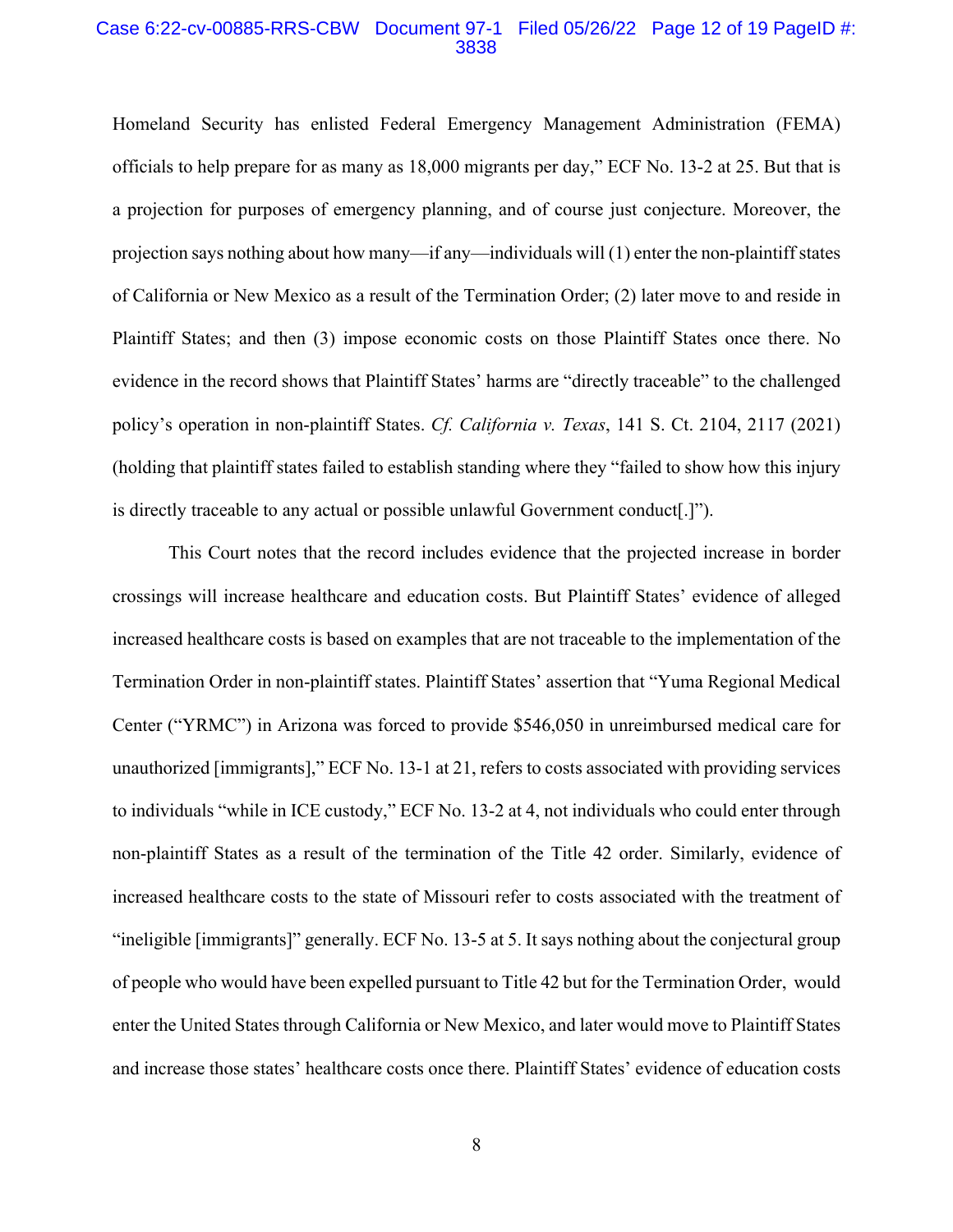Homeland Security has enlisted Federal Emergency Management Administration (FEMA) officials to help prepare for as many as 18,000 migrants per day," ECF No. 13-2 at 25. But that is a projection for purposes of emergency planning, and of course just conjecture. Moreover, the projection says nothing about how many—if any—individuals will (1) enter the non-plaintiff states of California or New Mexico as a result of the Termination Order; (2) later move to and reside in Plaintiff States; and then (3) impose economic costs on those Plaintiff States once there. No evidence in the record shows that Plaintiff States' harms are "directly traceable" to the challenged policy's operation in non-plaintiff States. *Cf. California v. Texas*, 141 S. Ct. 2104, 2117 (2021) (holding that plaintiff states failed to establish standing where they "failed to show how this injury is directly traceable to any actual or possible unlawful Government conduct[.]").

This Court notes that the record includes evidence that the projected increase in border crossings will increase healthcare and education costs. But Plaintiff States' evidence of alleged increased healthcare costs is based on examples that are not traceable to the implementation of the Termination Order in non-plaintiff states. Plaintiff States' assertion that "Yuma Regional Medical Center ("YRMC") in Arizona was forced to provide $546,050 in unreimbursed medical care for unauthorized [immigrants]," ECF No. 13-1 at 21, refers to costs associated with providing services to individuals "while in ICE custody," ECF No. 13-2 at 4, not individuals who could enter through non-plaintiff States as a result of the termination of the Title 42 order. Similarly, evidence of increased healthcare costs to the state of Missouri refer to costs associated with the treatment of "ineligible [immigrants]" generally. ECF No. 13-5 at 5. It says nothing about the conjectural group of people who would have been expelled pursuant to Title 42 but for the Termination Order, would enter the United States through California or New Mexico, and later would move to Plaintiff States and increase those states' healthcare costs once there. Plaintiff States' evidence of education costs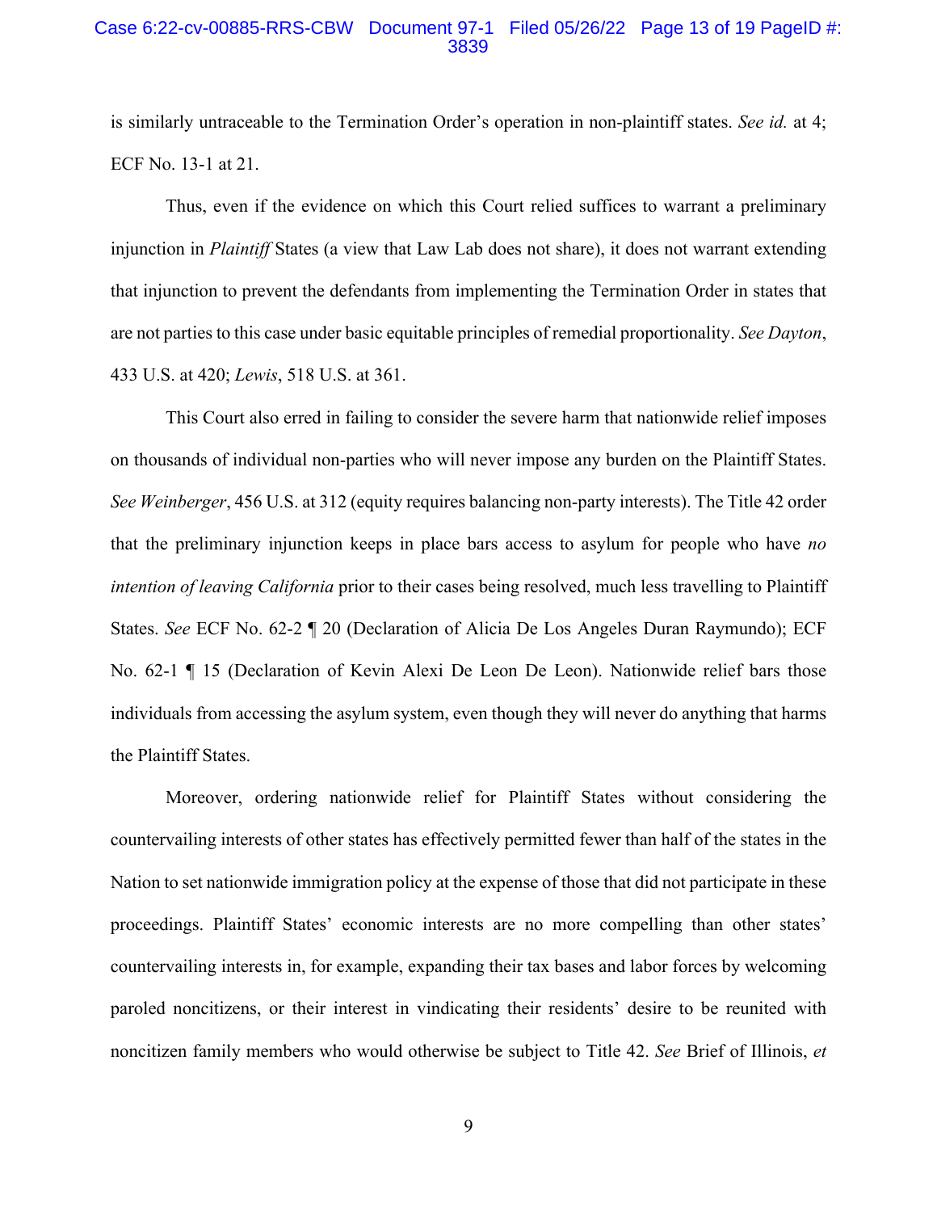is similarly untraceable to the Termination Order's operation in non-plaintiff states. *See id.* at 4; ECF No. 13-1 at 21.

Thus, even if the evidence on which this Court relied suffices to warrant a preliminary injunction in *Plaintiff* States (a view that Law Lab does not share), it does not warrant extending that injunction to prevent the defendants from implementing the Termination Order in states that are not parties to this case under basic equitable principles of remedial proportionality. *See Dayton*, 433 U.S. at 420; *Lewis*, 518 U.S. at 361.

This Court also erred in failing to consider the severe harm that nationwide relief imposes on thousands of individual non-parties who will never impose any burden on the Plaintiff States. *See Weinberger*, 456 U.S. at 312 (equity requires balancing non-party interests). The Title 42 order that the preliminary injunction keeps in place bars access to asylum for people who have *no intention of leaving California* prior to their cases being resolved, much less travelling to Plaintiff States. *See* ECF No. 62-2 ¶ 20 (Declaration of Alicia De Los Angeles Duran Raymundo); ECF No. 62-1 ¶ 15 (Declaration of Kevin Alexi De Leon De Leon). Nationwide relief bars those individuals from accessing the asylum system, even though they will never do anything that harms the Plaintiff States.

Moreover, ordering nationwide relief for Plaintiff States without considering the countervailing interests of other states has effectively permitted fewer than half of the states in the Nation to set nationwide immigration policy at the expense of those that did not participate in these proceedings. Plaintiff States' economic interests are no more compelling than other states' countervailing interests in, for example, expanding their tax bases and labor forces by welcoming paroled noncitizens, or their interest in vindicating their residents' desire to be reunited with noncitizen family members who would otherwise be subject to Title 42. *See* Brief of Illinois, *et*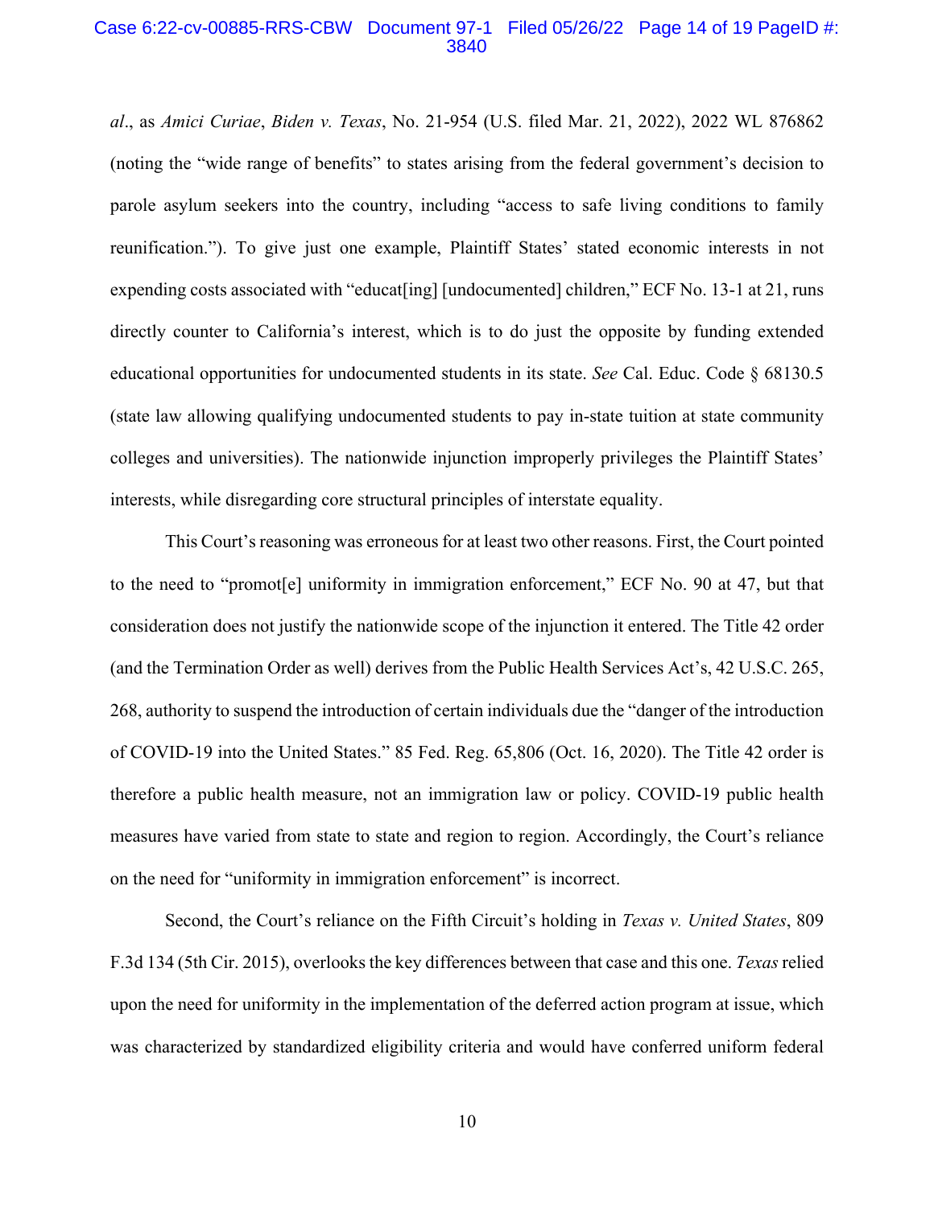*al*., as *Amici Curiae*, *Biden v. Texas*, No. 21-954 (U.S. filed Mar. 21, 2022), 2022 WL 876862 (noting the "wide range of benefits" to states arising from the federal government's decision to parole asylum seekers into the country, including "access to safe living conditions to family reunification."). To give just one example, Plaintiff States' stated economic interests in not expending costs associated with "educat[ing] [undocumented] children," ECF No. 13-1 at 21, runs directly counter to California's interest, which is to do just the opposite by funding extended educational opportunities for undocumented students in its state. *See* Cal. Educ. Code § 68130.5 (state law allowing qualifying undocumented students to pay in-state tuition at state community colleges and universities). The nationwide injunction improperly privileges the Plaintiff States' interests, while disregarding core structural principles of interstate equality.

This Court's reasoning was erroneous for at least two other reasons. First, the Court pointed to the need to "promot[e] uniformity in immigration enforcement," ECF No. 90 at 47, but that consideration does not justify the nationwide scope of the injunction it entered. The Title 42 order (and the Termination Order as well) derives from the Public Health Services Act's, 42 U.S.C. 265, 268, authority to suspend the introduction of certain individuals due the "danger of the introduction of COVID-19 into the United States." 85 Fed. Reg. 65,806 (Oct. 16, 2020). The Title 42 order is therefore a public health measure, not an immigration law or policy. COVID-19 public health measures have varied from state to state and region to region. Accordingly, the Court's reliance on the need for "uniformity in immigration enforcement" is incorrect.

Second, the Court's reliance on the Fifth Circuit's holding in *Texas v. United States*, 809 F.3d 134 (5th Cir. 2015), overlooks the key differences between that case and this one. *Texas* relied upon the need for uniformity in the implementation of the deferred action program at issue, which was characterized by standardized eligibility criteria and would have conferred uniform federal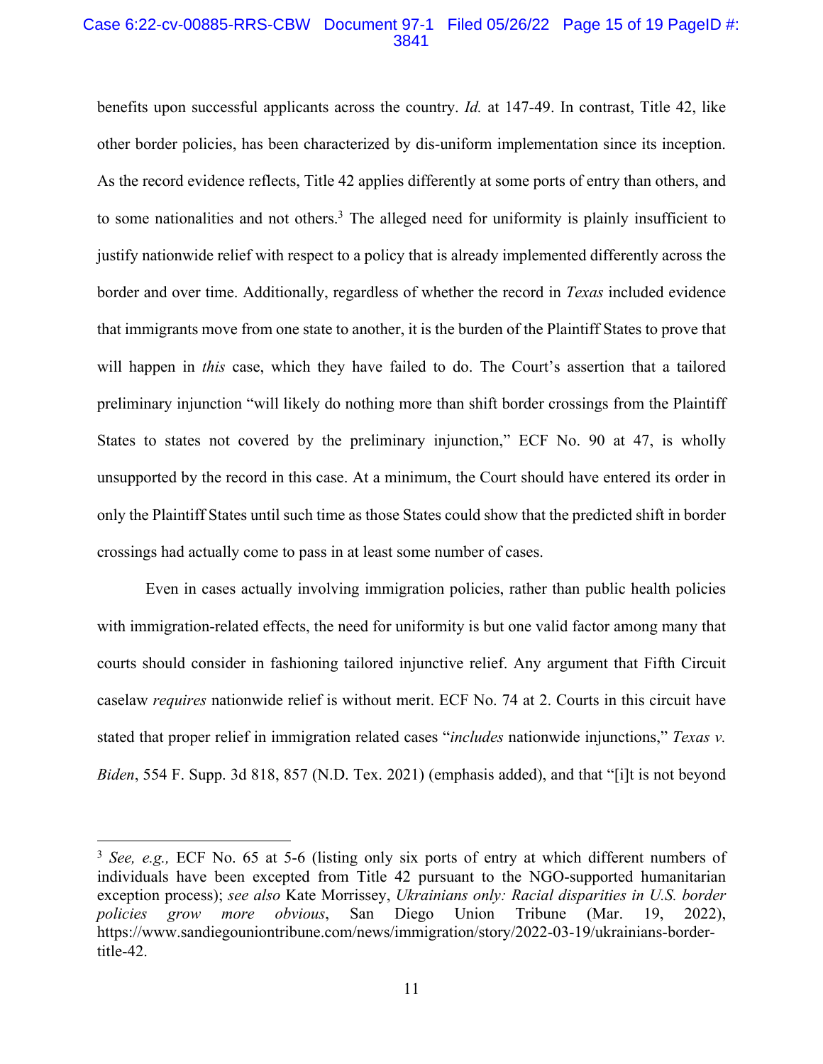benefits upon successful applicants across the country. *Id.* at 147-49. In contrast, Title 42, like other border policies, has been characterized by dis-uniform implementation since its inception. As the record evidence reflects, Title 42 applies differently at some ports of entry than others, and to some nationalities and not others.[3] The alleged need for uniformity is plainly insufficient to justify nationwide relief with respect to a policy that is already implemented differently across the border and over time. Additionally, regardless of whether the record in *Texas* included evidence that immigrants move from one state to another, it is the burden of the Plaintiff States to prove that will happen in *this* case, which they have failed to do. The Court's assertion that a tailored preliminary injunction "will likely do nothing more than shift border crossings from the Plaintiff States to states not covered by the preliminary injunction," ECF No. 90 at 47, is wholly unsupported by the record in this case. At a minimum, the Court should have entered its order in only the Plaintiff States until such time as those States could show that the predicted shift in border crossings had actually come to pass in at least some number of cases.

Even in cases actually involving immigration policies, rather than public health policies with immigration-related effects, the need for uniformity is but one valid factor among many that courts should consider in fashioning tailored injunctive relief. Any argument that Fifth Circuit caselaw *requires* nationwide relief is without merit. ECF No. 74 at 2. Courts in this circuit have stated that proper relief in immigration related cases "*includes* nationwide injunctions," *Texas v. Biden*, 554 F. Supp. 3d 818, 857 (N.D. Tex. 2021) (emphasis added), and that "[i]t is not beyond

---

[3] *See, e.g.,* ECF No. 65 at 5-6 (listing only six ports of entry at which different numbers of individuals have been excepted from Title 42 pursuant to the NGO-supported humanitarian exception process); *see also* Kate Morrissey, *Ukrainians only: Racial disparities in U.S. border policies grow more obvious*, San Diego Union Tribune (Mar. 19, 2022), https://www.sandiegouniontribune.com/news/immigration/story/2022-03-19/ukrainians-border-title-42.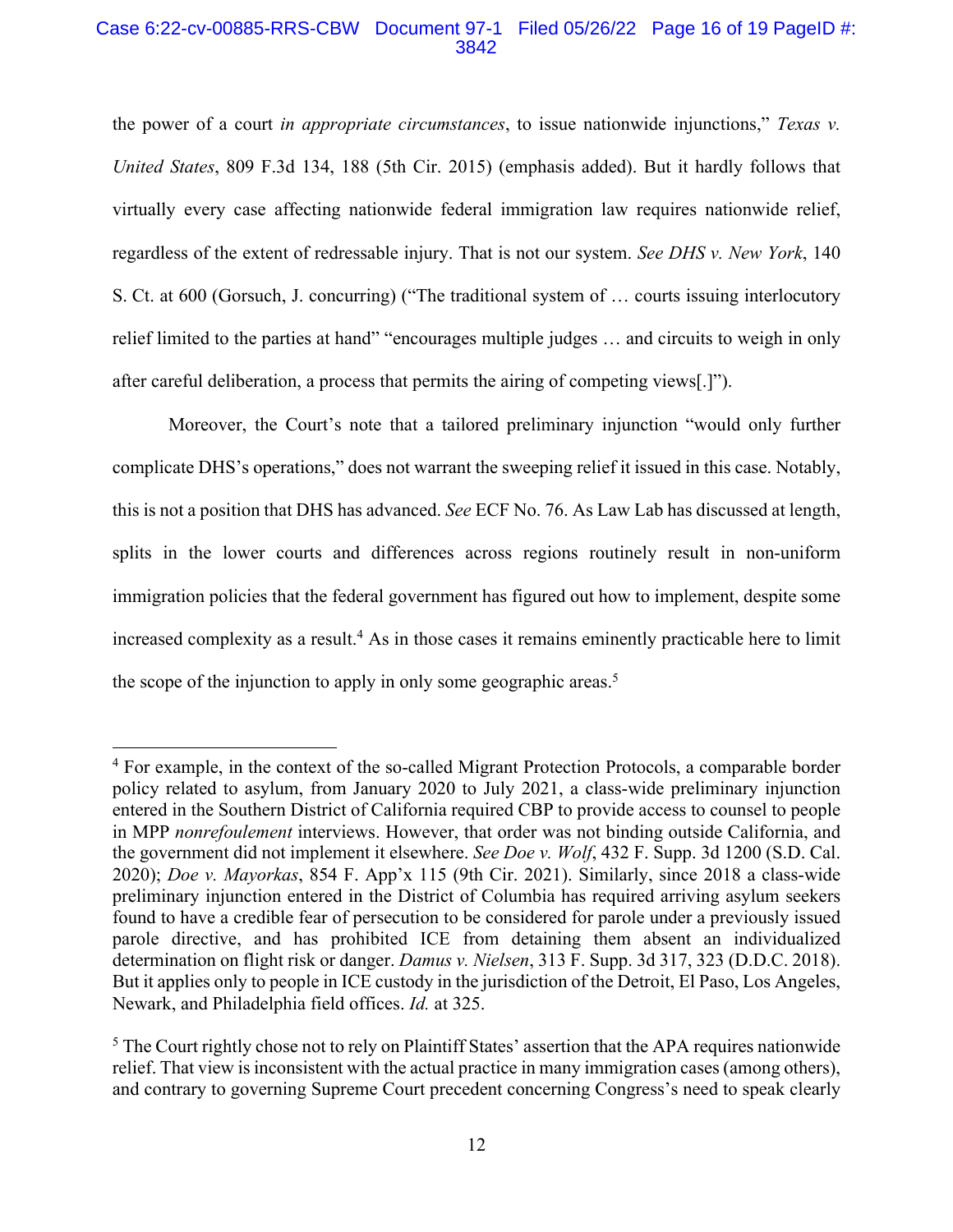the power of a court *in appropriate circumstances*, to issue nationwide injunctions," *Texas v. United States*, 809 F.3d 134, 188 (5th Cir. 2015) (emphasis added). But it hardly follows that virtually every case affecting nationwide federal immigration law requires nationwide relief, regardless of the extent of redressable injury. That is not our system. *See DHS v. New York*, 140 S. Ct. at 600 (Gorsuch, J. concurring) ("The traditional system of … courts issuing interlocutory relief limited to the parties at hand" "encourages multiple judges … and circuits to weigh in only after careful deliberation, a process that permits the airing of competing views[.]").

Moreover, the Court's note that a tailored preliminary injunction "would only further complicate DHS's operations," does not warrant the sweeping relief it issued in this case. Notably, this is not a position that DHS has advanced. *See* ECF No. 76. As Law Lab has discussed at length, splits in the lower courts and differences across regions routinely result in non-uniform immigration policies that the federal government has figured out how to implement, despite some increased complexity as a result.[4] As in those cases it remains eminently practicable here to limit the scope of the injunction to apply in only some geographic areas.[5]

---

[4] For example, in the context of the so-called Migrant Protection Protocols, a comparable border policy related to asylum, from January 2020 to July 2021, a class-wide preliminary injunction entered in the Southern District of California required CBP to provide access to counsel to people in MPP *nonrefoulement* interviews. However, that order was not binding outside California, and the government did not implement it elsewhere. *See Doe v. Wolf*, 432 F. Supp. 3d 1200 (S.D. Cal. 2020); *Doe v. Mayorkas*, 854 F. App'x 115 (9th Cir. 2021). Similarly, since 2018 a class-wide preliminary injunction entered in the District of Columbia has required arriving asylum seekers found to have a credible fear of persecution to be considered for parole under a previously issued parole directive, and has prohibited ICE from detaining them absent an individualized determination on flight risk or danger. *Damus v. Nielsen*, 313 F. Supp. 3d 317, 323 (D.D.C. 2018). But it applies only to people in ICE custody in the jurisdiction of the Detroit, El Paso, Los Angeles, Newark, and Philadelphia field offices. *Id.* at 325.

[5] The Court rightly chose not to rely on Plaintiff States' assertion that the APA requires nationwide relief. That view is inconsistent with the actual practice in many immigration cases (among others), and contrary to governing Supreme Court precedent concerning Congress's need to speak clearly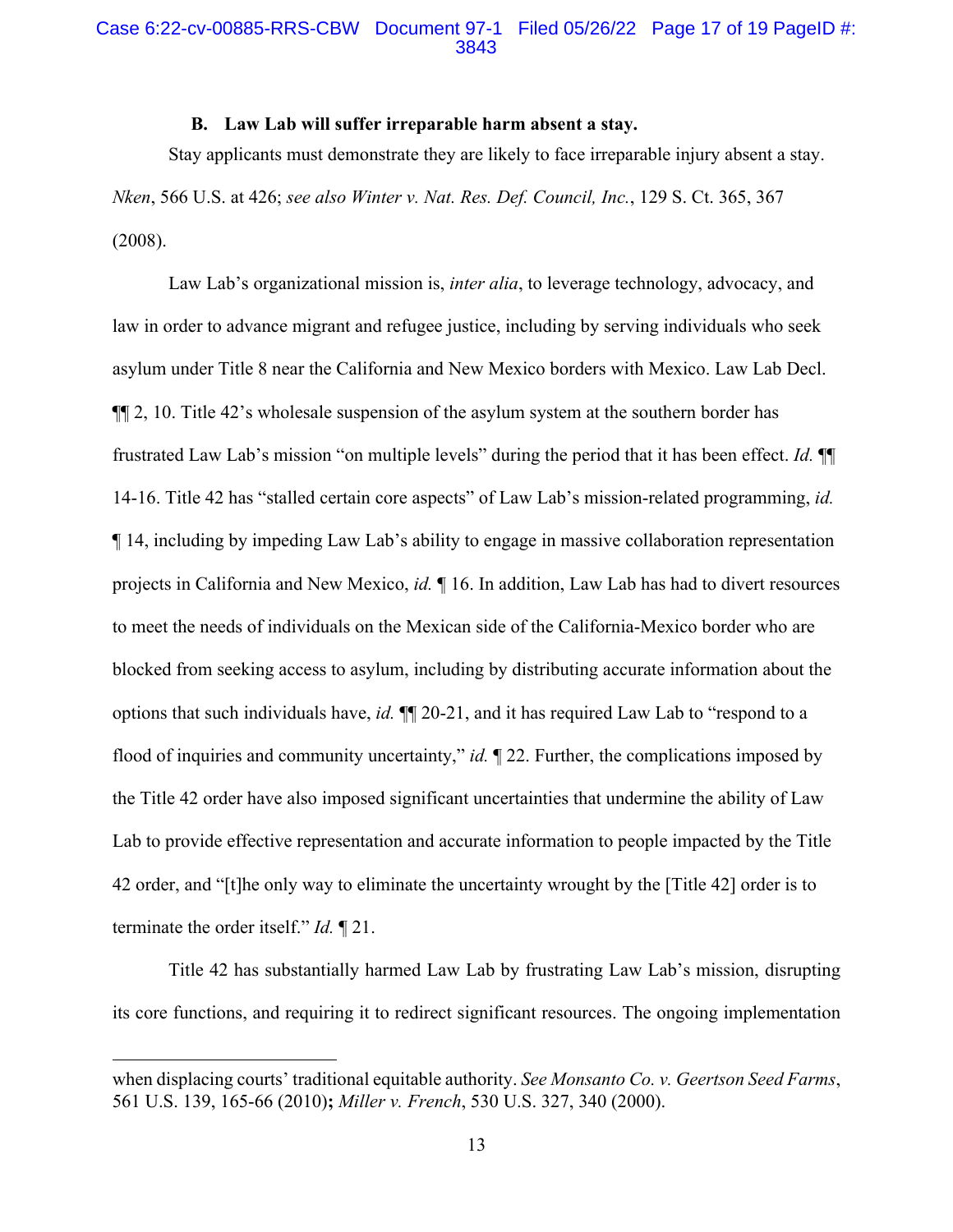### B. Law Lab will suffer irreparable harm absent a stay.

Stay applicants must demonstrate they are likely to face irreparable injury absent a stay. *Nken*, 566 U.S. at 426; *see also Winter v. Nat. Res. Def. Council, Inc.*, 129 S. Ct. 365, 367 (2008).

Law Lab's organizational mission is, *inter alia*, to leverage technology, advocacy, and law in order to advance migrant and refugee justice, including by serving individuals who seek asylum under Title 8 near the California and New Mexico borders with Mexico. Law Lab Decl. ¶¶ 2, 10. Title 42's wholesale suspension of the asylum system at the southern border has frustrated Law Lab's mission "on multiple levels" during the period that it has been effect. *Id.* ¶¶ 14-16. Title 42 has "stalled certain core aspects" of Law Lab's mission-related programming, *id.* ¶ 14, including by impeding Law Lab's ability to engage in massive collaboration representation projects in California and New Mexico, *id.* ¶ 16. In addition, Law Lab has had to divert resources to meet the needs of individuals on the Mexican side of the California-Mexico border who are blocked from seeking access to asylum, including by distributing accurate information about the options that such individuals have, *id.* ¶¶ 20-21, and it has required Law Lab to "respond to a flood of inquiries and community uncertainty," *id.* ¶ 22. Further, the complications imposed by the Title 42 order have also imposed significant uncertainties that undermine the ability of Law Lab to provide effective representation and accurate information to people impacted by the Title 42 order, and "[t]he only way to eliminate the uncertainty wrought by the [Title 42] order is to terminate the order itself." *Id.* ¶ 21.

Title 42 has substantially harmed Law Lab by frustrating Law Lab's mission, disrupting its core functions, and requiring it to redirect significant resources. The ongoing implementation

---

when displacing courts' traditional equitable authority. *See Monsanto Co. v. Geertson Seed Farms*, 561 U.S. 139, 165-66 (2010)**;** *Miller v. French*, 530 U.S. 327, 340 (2000).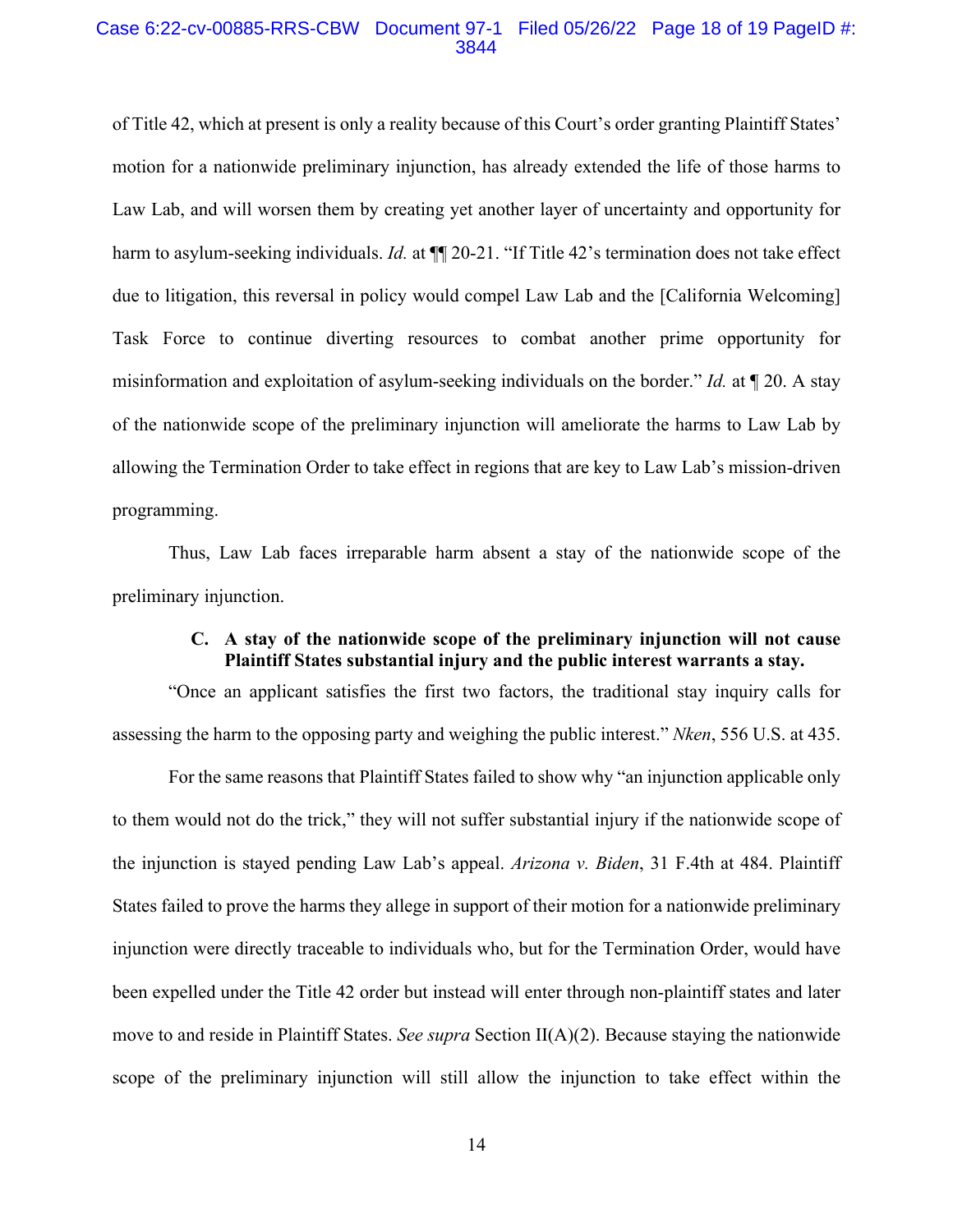of Title 42, which at present is only a reality because of this Court's order granting Plaintiff States' motion for a nationwide preliminary injunction, has already extended the life of those harms to Law Lab, and will worsen them by creating yet another layer of uncertainty and opportunity for harm to asylum-seeking individuals. *Id.* at ¶¶ 20-21. "If Title 42's termination does not take effect due to litigation, this reversal in policy would compel Law Lab and the [California Welcoming] Task Force to continue diverting resources to combat another prime opportunity for misinformation and exploitation of asylum-seeking individuals on the border." *Id.* at ¶ 20. A stay of the nationwide scope of the preliminary injunction will ameliorate the harms to Law Lab by allowing the Termination Order to take effect in regions that are key to Law Lab's mission-driven programming.

Thus, Law Lab faces irreparable harm absent a stay of the nationwide scope of the preliminary injunction.

### C. A stay of the nationwide scope of the preliminary injunction will not cause Plaintiff States substantial injury and the public interest warrants a stay.

"Once an applicant satisfies the first two factors, the traditional stay inquiry calls for assessing the harm to the opposing party and weighing the public interest." *Nken*, 556 U.S. at 435.

For the same reasons that Plaintiff States failed to show why "an injunction applicable only to them would not do the trick," they will not suffer substantial injury if the nationwide scope of the injunction is stayed pending Law Lab's appeal. *Arizona v. Biden*, 31 F.4th at 484. Plaintiff States failed to prove the harms they allege in support of their motion for a nationwide preliminary injunction were directly traceable to individuals who, but for the Termination Order, would have been expelled under the Title 42 order but instead will enter through non-plaintiff states and later move to and reside in Plaintiff States. *See supra* Section II(A)(2). Because staying the nationwide scope of the preliminary injunction will still allow the injunction to take effect within the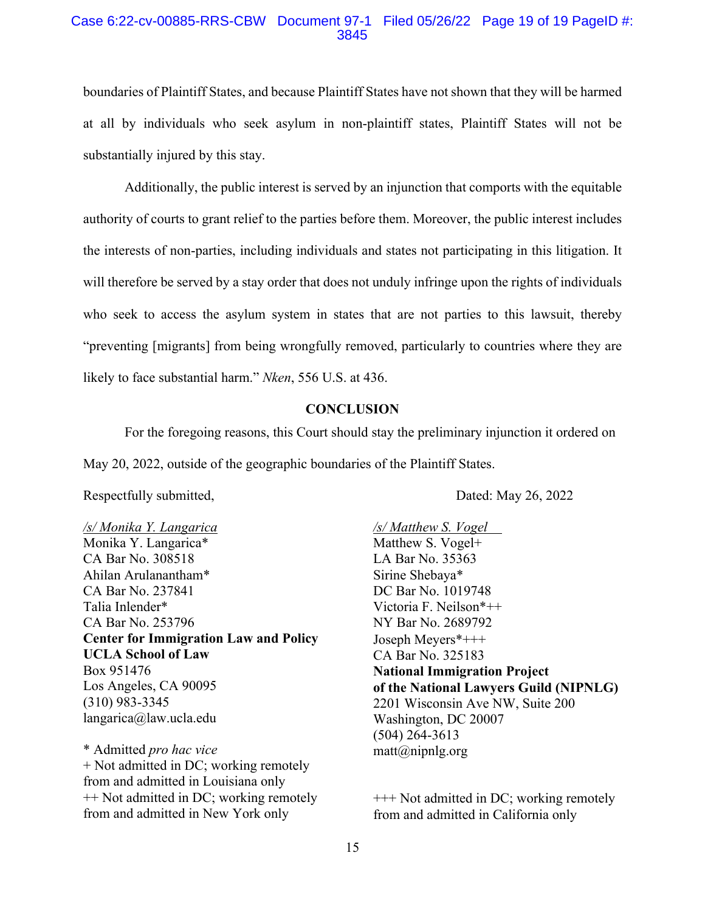boundaries of Plaintiff States, and because Plaintiff States have not shown that they will be harmed at all by individuals who seek asylum in non-plaintiff states, Plaintiff States will not be substantially injured by this stay.

Additionally, the public interest is served by an injunction that comports with the equitable authority of courts to grant relief to the parties before them. Moreover, the public interest includes the interests of non-parties, including individuals and states not participating in this litigation. It will therefore be served by a stay order that does not unduly infringe upon the rights of individuals who seek to access the asylum system in states that are not parties to this lawsuit, thereby "preventing [migrants] from being wrongfully removed, particularly to countries where they are likely to face substantial harm." *Nken*, 556 U.S. at 436.

## CONCLUSION

For the foregoing reasons, this Court should stay the preliminary injunction it ordered on May 20, 2022, outside of the geographic boundaries of the Plaintiff States.

Respectfully submitted,

Dated: May 26, 2022

*/s/ Monika Y. Langarica*
Monika Y. Langarica*
CA Bar No. 308518
Ahilan Arulanantham*
CA Bar No. 237841
Talia Inlender*
CA Bar No. 253796
**Center for Immigration Law and Policy**
**UCLA School of Law**
Box 951476
Los Angeles, CA 90095
(310) 983-3345
langarica@law.ucla.edu

*/s/ Matthew S. Vogel*
Matthew S. Vogel+
LA Bar No. 35363
Sirine Shebaya*
DC Bar No. 1019748
Victoria F. Neilson*++
NY Bar No. 2689792
Joseph Meyers*+++
CA Bar No. 325183
**National Immigration Project**
**of the National Lawyers Guild (NIPNLG)**
2201 Wisconsin Ave NW, Suite 200
Washington, DC 20007
(504) 264-3613
matt@nipnlg.org

* Admitted *pro hac vice*
+ Not admitted in DC; working remotely from and admitted in Louisiana only
++ Not admitted in DC; working remotely from and admitted in New York only
+++ Not admitted in DC; working remotely from and admitted in California only